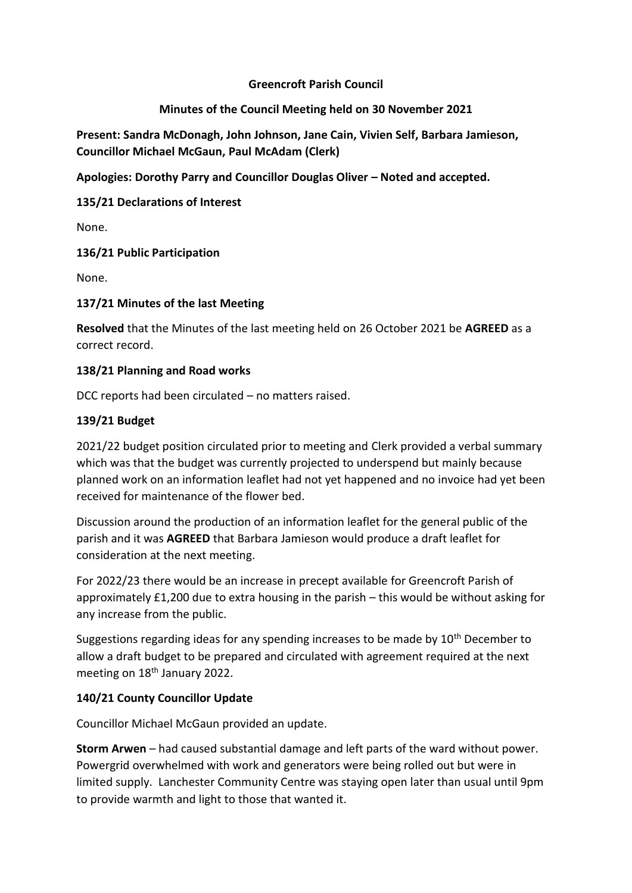# Greencroft Parish Council

## Minutes of the Council Meeting held on 30 November 2021

**Present: Sandra McDonagh, John Johnson, Jane Cain, Vivien Self, Barbara Jamieson, Councillor Michael McGaun, Paul McAdam (Clerk)**

**Apologies: Dorothy Parry and Councillor Douglas Oliver – Noted and accepted.**

### 135/21 Declarations of Interest

None.

### 136/21 Public Participation

None.

### 137/21 Minutes of the last Meeting

**Resolved** that the Minutes of the last meeting held on 26 October 2021 be **AGREED** as a correct record.

### 138/21 Planning and Road works

DCC reports had been circulated – no matters raised.

### 139/21 Budget

2021/22 budget position circulated prior to meeting and Clerk provided a verbal summary which was that the budget was currently projected to underspend but mainly because planned work on an information leaflet had not yet happened and no invoice had yet been received for maintenance of the flower bed.

Discussion around the production of an information leaflet for the general public of the parish and it was **AGREED** that Barbara Jamieson would produce a draft leaflet for consideration at the next meeting.

For 2022/23 there would be an increase in precept available for Greencroft Parish of approximately £1,200 due to extra housing in the parish – this would be without asking for any increase from the public.

Suggestions regarding ideas for any spending increases to be made by 10th December to allow a draft budget to be prepared and circulated with agreement required at the next meeting on 18th January 2022.

### 140/21 County Councillor Update

Councillor Michael McGaun provided an update.

**Storm Arwen** – had caused substantial damage and left parts of the ward without power. Powergrid overwhelmed with work and generators were being rolled out but were in limited supply. Lanchester Community Centre was staying open later than usual until 9pm to provide warmth and light to those that wanted it.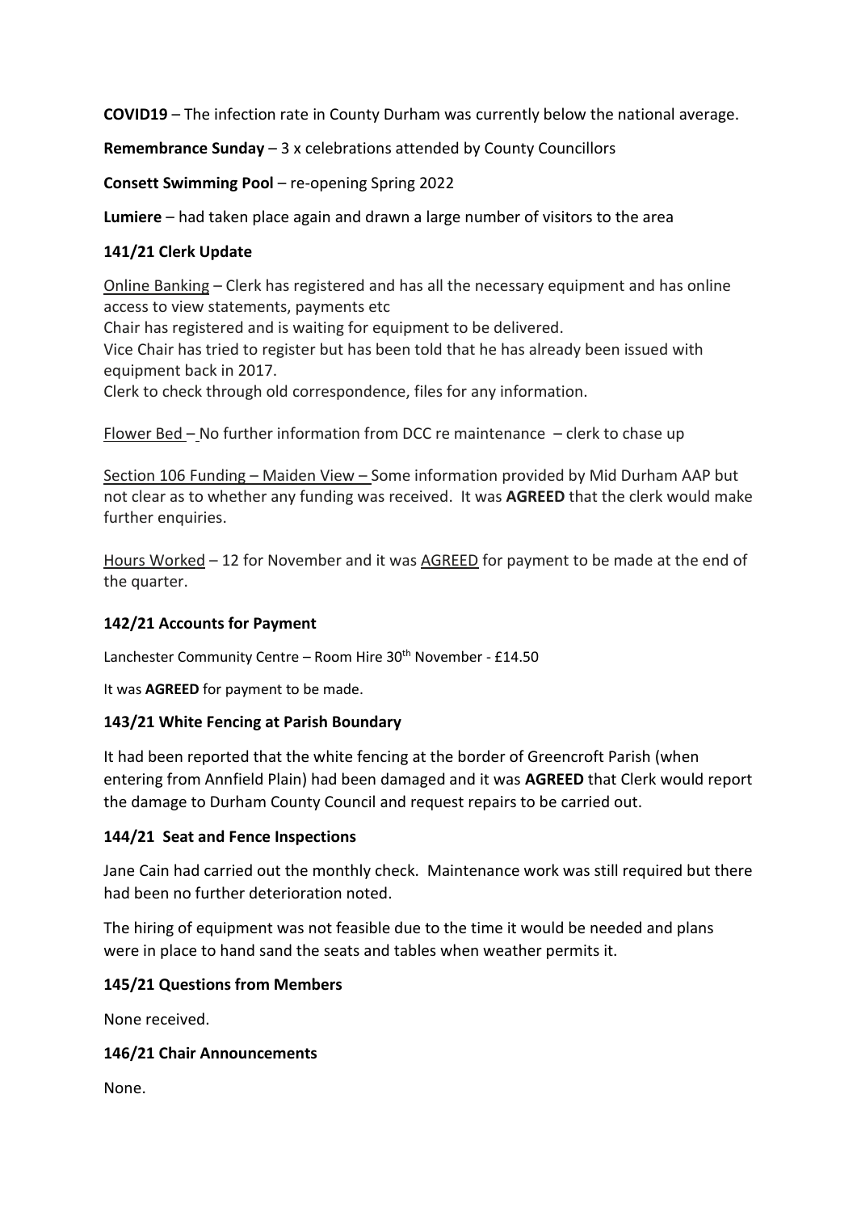**COVID19** – The infection rate in County Durham was currently below the national average.

**Remembrance Sunday** – 3 x celebrations attended by County Councillors

**Consett Swimming Pool** – re-opening Spring 2022

**Lumiere** – had taken place again and drawn a large number of visitors to the area

### 141/21 Clerk Update

Online Banking – Clerk has registered and has all the necessary equipment and has online access to view statements, payments etc
Chair has registered and is waiting for equipment to be delivered.
Vice Chair has tried to register but has been told that he has already been issued with equipment back in 2017.
Clerk to check through old correspondence, files for any information.

Flower Bed – No further information from DCC re maintenance – clerk to chase up

Section 106 Funding – Maiden View – Some information provided by Mid Durham AAP but not clear as to whether any funding was received. It was **AGREED** that the clerk would make further enquiries.

Hours Worked – 12 for November and it was AGREED for payment to be made at the end of the quarter.

### 142/21 Accounts for Payment

Lanchester Community Centre – Room Hire 30th November - £14.50

It was **AGREED** for payment to be made.

### 143/21 White Fencing at Parish Boundary

It had been reported that the white fencing at the border of Greencroft Parish (when entering from Annfield Plain) had been damaged and it was **AGREED** that Clerk would report the damage to Durham County Council and request repairs to be carried out.

### 144/21 Seat and Fence Inspections

Jane Cain had carried out the monthly check. Maintenance work was still required but there had been no further deterioration noted.

The hiring of equipment was not feasible due to the time it would be needed and plans were in place to hand sand the seats and tables when weather permits it.

### 145/21 Questions from Members

None received.

### 146/21 Chair Announcements

None.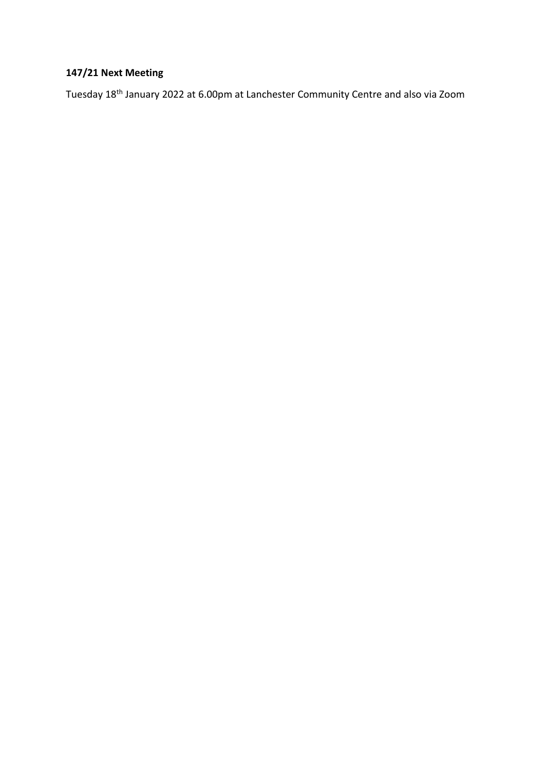**147/21 Next Meeting**

Tuesday 18th January 2022 at 6.00pm at Lanchester Community Centre and also via Zoom